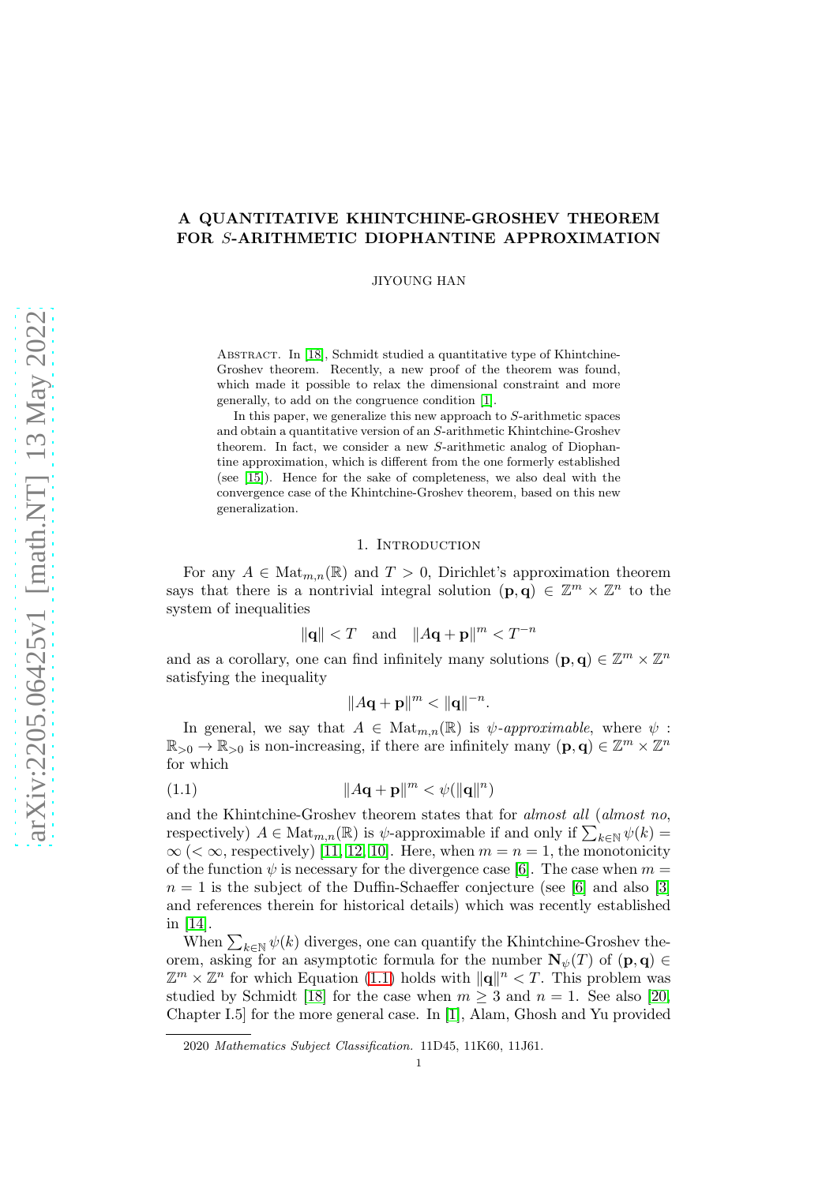# A QUANTITATIVE KHINTCHINE-GROSHEV THEOREM FOR $S$-ARITHMETIC DIOPHANTINE APPROXIMATION

JIYOUNG HAN

Abstract. In [18], Schmidt studied a quantitative type of Khintchine-Groshev theorem. Recently, a new proof of the theorem was found, which made it possible to relax the dimensional constraint and more generally, to add on the congruence condition [1].

In this paper, we generalize this new approach to $S$-arithmetic spaces and obtain a quantitative version of an $S$-arithmetic Khintchine-Groshev theorem. In fact, we consider a new $S$-arithmetic analog of Diophantine approximation, which is different from the one formerly established (see [15]). Hence for the sake of completeness, we also deal with the convergence case of the Khintchine-Groshev theorem, based on this new generalization.

## 1. Introduction

For any $A \in \mathrm{Mat}_{m,n}(\mathbb{R})$ and $T > 0$, Dirichlet's approximation theorem says that there is a nontrivial integral solution $(\mathbf{p}, \mathbf{q}) \in \mathbb{Z}^m \times \mathbb{Z}^n$ to the system of inequalities

$$\|\mathbf{q}\| < T \quad \text{and} \quad \|A\mathbf{q} + \mathbf{p}\|^m < T^{-n}$$

and as a corollary, one can find infinitely many solutions $(\mathbf{p}, \mathbf{q}) \in \mathbb{Z}^m \times \mathbb{Z}^n$ satisfying the inequality

$$\|A\mathbf{q} + \mathbf{p}\|^m < \|\mathbf{q}\|^{-n}.$$

In general, we say that $A \in \mathrm{Mat}_{m,n}(\mathbb{R})$ is *$\psi$-approximable*, where $\psi : \mathbb{R}_{>0} \to \mathbb{R}_{>0}$ is non-increasing, if there are infinitely many $(\mathbf{p}, \mathbf{q}) \in \mathbb{Z}^m \times \mathbb{Z}^n$ for which

$$\|A\mathbf{q} + \mathbf{p}\|^m < \psi(\|\mathbf{q}\|^n) \tag{1.1}$$

and the Khintchine-Groshev theorem states that for *almost all* (*almost no*, respectively) $A \in \mathrm{Mat}_{m,n}(\mathbb{R})$ is $\psi$-approximable if and only if $\sum_{k\in\mathbb{N}} \psi(k) = \infty$ ($< \infty$, respectively) [11, 12, 10]. Here, when $m = n = 1$, the monotonicity of the function $\psi$ is necessary for the divergence case [6]. The case when $m = n = 1$ is the subject of the Duffin-Schaeffer conjecture (see [6] and also [3] and references therein for historical details) which was recently established in [14].

When $\sum_{k\in\mathbb{N}} \psi(k)$ diverges, one can quantify the Khintchine-Groshev theorem, asking for an asymptotic formula for the number $\mathbf{N}_\psi(T)$ of $(\mathbf{p}, \mathbf{q}) \in \mathbb{Z}^m \times \mathbb{Z}^n$ for which Equation (1.1) holds with $\|\mathbf{q}\|^n < T$. This problem was studied by Schmidt [18] for the case when $m \geq 3$ and $n = 1$. See also [20, Chapter I.5] for the more general case. In [1], Alam, Ghosh and Yu provided

2020 *Mathematics Subject Classification.* 11D45, 11K60, 11J61.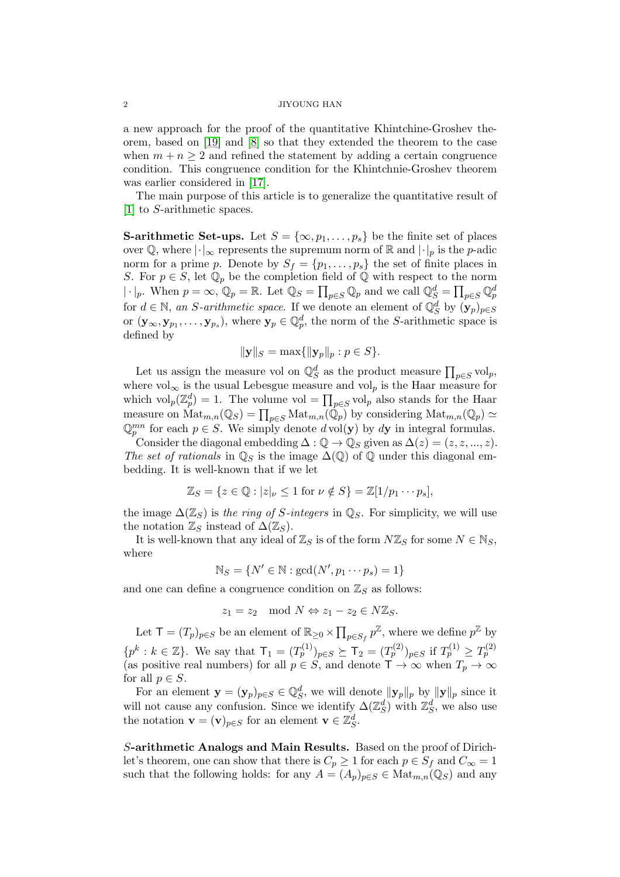a new approach for the proof of the quantitative Khintchine-Groshev theorem, based on [19] and [8] so that they extended the theorem to the case when $m + n \geq 2$ and refined the statement by adding a certain congruence condition. This congruence condition for the Khintchnie-Groshev theorem was earlier considered in [17].

The main purpose of this article is to generalize the quantitative result of [1] to $S$-arithmetic spaces.

**S-arithmetic Set-ups.** Let $S = \{\infty, p_1, \ldots, p_s\}$ be the finite set of places over $\mathbb{Q}$, where $|\cdot|_\infty$ represents the supremum norm of $\mathbb{R}$ and $|\cdot|_p$ is the $p$-adic norm for a prime $p$. Denote by $S_f = \{p_1, \ldots, p_s\}$ the set of finite places in $S$. For $p \in S$, let $\mathbb{Q}_p$ be the completion field of $\mathbb{Q}$ with respect to the norm $|\cdot|_p$. When $p = \infty$, $\mathbb{Q}_p = \mathbb{R}$. Let $\mathbb{Q}_S = \prod_{p\in S} \mathbb{Q}_p$ and we call $\mathbb{Q}_S^d = \prod_{p\in S} \mathbb{Q}_p^d$ for $d \in \mathbb{N}$, *an S-arithmetic space*. If we denote an element of $\mathbb{Q}_S^d$ by $(\mathbf{y}_p)_{p\in S}$ or $(\mathbf{y}_\infty, \mathbf{y}_{p_1}, \ldots, \mathbf{y}_{p_s})$, where $\mathbf{y}_p \in \mathbb{Q}_p^d$, the norm of the $S$-arithmetic space is defined by

$$\|\mathbf{y}\|_S = \max\{\|\mathbf{y}_p\|_p : p \in S\}.$$

Let us assign the measure vol on $\mathbb{Q}_S^d$ as the product measure $\prod_{p\in S} \mathrm{vol}_p$, where $\mathrm{vol}_\infty$ is the usual Lebesgue measure and $\mathrm{vol}_p$ is the Haar measure for which $\mathrm{vol}_p(\mathbb{Z}_p^d) = 1$. The volume $\mathrm{vol} = \prod_{p\in S} \mathrm{vol}_p$ also stands for the Haar measure on $\mathrm{Mat}_{m,n}(\mathbb{Q}_S) = \prod_{p\in S} \mathrm{Mat}_{m,n}(\mathbb{Q}_p)$ by considering $\mathrm{Mat}_{m,n}(\mathbb{Q}_p) \simeq \mathbb{Q}_p^{mn}$ for each $p \in S$. We simply denote $d\,\mathrm{vol}(\mathbf{y})$ by $d\mathbf{y}$ in integral formulas.

Consider the diagonal embedding $\Delta : \mathbb{Q} \to \mathbb{Q}_S$ given as $\Delta(z) = (z, z, ..., z)$. *The set of rationals* in $\mathbb{Q}_S$ is the image $\Delta(\mathbb{Q})$ of $\mathbb{Q}$ under this diagonal embedding. It is well-known that if we let

$$\mathbb{Z}_S = \{z \in \mathbb{Q} : |z|_\nu \leq 1 \text{ for } \nu \notin S\} = \mathbb{Z}[1/p_1 \cdots p_s],$$

the image $\Delta(\mathbb{Z}_S)$ is *the ring of S-integers* in $\mathbb{Q}_S$. For simplicity, we will use the notation $\mathbb{Z}_S$ instead of $\Delta(\mathbb{Z}_S)$.

It is well-known that any ideal of $\mathbb{Z}_S$ is of the form $N\mathbb{Z}_S$ for some $N \in \mathbb{N}_S$, where

$$\mathbb{N}_S = \{N' \in \mathbb{N} : \gcd(N', p_1 \cdots p_s) = 1\}$$

and one can define a congruence condition on $\mathbb{Z}_S$ as follows:

$$z_1 = z_2 \mod N \Leftrightarrow z_1 - z_2 \in N\mathbb{Z}_S.$$

Let $\mathsf{T} = (T_p)_{p\in S}$ be an element of $\mathbb{R}_{\geq 0} \times \prod_{p\in S_f} p^{\mathbb{Z}}$, where we define $p^{\mathbb{Z}}$ by $\{p^k : k \in \mathbb{Z}\}$. We say that $\mathsf{T}_1 = (T_p^{(1)})_{p\in S} \succeq \mathsf{T}_2 = (T_p^{(2)})_{p\in S}$ if $T_p^{(1)} \geq T_p^{(2)}$ (as positive real numbers) for all $p \in S$, and denote $\mathsf{T} \to \infty$ when $T_p \to \infty$ for all $p \in S$.

For an element $\mathbf{y} = (\mathbf{y}_p)_{p\in S} \in \mathbb{Q}_S^d$, we will denote $\|\mathbf{y}_p\|_p$ by $\|\mathbf{y}\|_p$ since it will not cause any confusion. Since we identify $\Delta(\mathbb{Z}_S^d)$ with $\mathbb{Z}_S^d$, we also use the notation $\mathbf{v} = (\mathbf{v})_{p\in S}$ for an element $\mathbf{v} \in \mathbb{Z}_S^d$.

***S*-arithmetic Analogs and Main Results.** Based on the proof of Dirichlet's theorem, one can show that there is $C_p \geq 1$ for each $p \in S_f$ and $C_\infty = 1$ such that the following holds: for any $A = (A_p)_{p\in S} \in \mathrm{Mat}_{m,n}(\mathbb{Q}_S)$ and any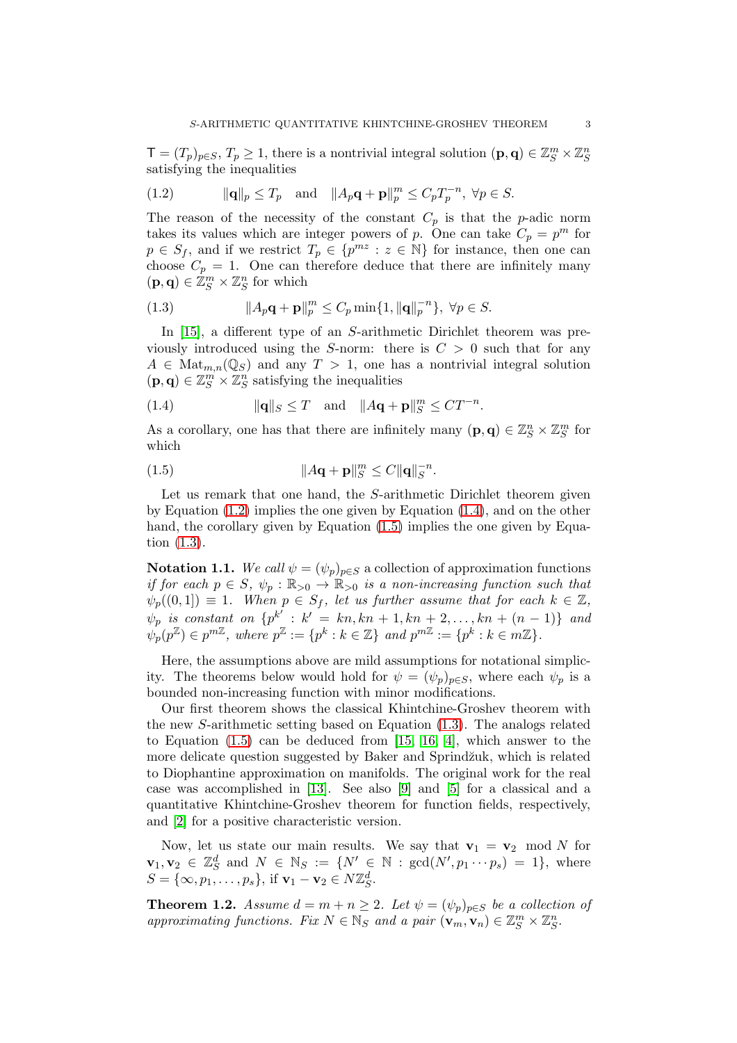$\mathsf{T} = (T_p)_{p\in S}$, $T_p \geq 1$, there is a nontrivial integral solution $(\mathbf{p}, \mathbf{q}) \in \mathbb{Z}_S^m \times \mathbb{Z}_S^n$ satisfying the inequalities

$$\|\mathbf{q}\|_p \leq T_p \quad \text{and} \quad \|A_p\mathbf{q} + \mathbf{p}\|_p^m \leq C_p T_p^{-n},\ \forall p \in S. \tag{1.2}$$

The reason of the necessity of the constant $C_p$ is that the $p$-adic norm takes its values which are integer powers of $p$. One can take $C_p = p^m$ for $p \in S_f$, and if we restrict $T_p \in \{p^{mz} : z \in \mathbb{N}\}$ for instance, then one can choose $C_p = 1$. One can therefore deduce that there are infinitely many $(\mathbf{p}, \mathbf{q}) \in \mathbb{Z}_S^m \times \mathbb{Z}_S^n$ for which

$$\|A_p\mathbf{q} + \mathbf{p}\|_p^m \leq C_p \min\{1, \|\mathbf{q}\|_p^{-n}\},\ \forall p \in S. \tag{1.3}$$

In [15], a different type of an $S$-arithmetic Dirichlet theorem was previously introduced using the $S$-norm: there is $C > 0$ such that for any $A \in \mathrm{Mat}_{m,n}(\mathbb{Q}_S)$ and any $T > 1$, one has a nontrivial integral solution $(\mathbf{p}, \mathbf{q}) \in \mathbb{Z}_S^m \times \mathbb{Z}_S^n$ satisfying the inequalities

$$\|\mathbf{q}\|_S \leq T \quad \text{and} \quad \|A\mathbf{q} + \mathbf{p}\|_S^m \leq CT^{-n}. \tag{1.4}$$

As a corollary, one has that there are infinitely many $(\mathbf{p}, \mathbf{q}) \in \mathbb{Z}_S^n \times \mathbb{Z}_S^m$ for which

$$\|A\mathbf{q} + \mathbf{p}\|_S^m \leq C\|\mathbf{q}\|_S^{-n}. \tag{1.5}$$

Let us remark that one hand, the $S$-arithmetic Dirichlet theorem given by Equation (1.2) implies the one given by Equation (1.4), and on the other hand, the corollary given by Equation (1.5) implies the one given by Equation (1.3).

**Notation 1.1.** *We call $\psi = (\psi_p)_{p\in S}$ a collection of approximation functions if for each $p \in S$, $\psi_p : \mathbb{R}_{>0} \to \mathbb{R}_{>0}$ is a non-increasing function such that $\psi_p((0, 1]) \equiv 1$. When $p \in S_f$, let us further assume that for each $k \in \mathbb{Z}$, $\psi_p$ is constant on $\{p^{k'} : k' = kn, kn + 1, kn + 2, \ldots, kn + (n - 1)\}$ and $\psi_p(p^{\mathbb{Z}}) \in p^{m\mathbb{Z}}$, where $p^{\mathbb{Z}} := \{p^k : k \in \mathbb{Z}\}$ and $p^{m\mathbb{Z}} := \{p^k : k \in m\mathbb{Z}\}$.*

Here, the assumptions above are mild assumptions for notational simplicity. The theorems below would hold for $\psi = (\psi_p)_{p\in S}$, where each $\psi_p$ is a bounded non-increasing function with minor modifications.

Our first theorem shows the classical Khintchine-Groshev theorem with the new $S$-arithmetic setting based on Equation (1.3). The analogs related to Equation (1.5) can be deduced from [15, 16, 4], which answer to the more delicate question suggested by Baker and Sprindžuk, which is related to Diophantine approximation on manifolds. The original work for the real case was accomplished in [13]. See also [9] and [5] for a classical and a quantitative Khintchine-Groshev theorem for function fields, respectively, and [2] for a positive characteristic version.

Now, let us state our main results. We say that $\mathbf{v}_1 = \mathbf{v}_2 \mod N$ for $\mathbf{v}_1, \mathbf{v}_2 \in \mathbb{Z}_S^d$ and $N \in \mathbb{N}_S := \{N' \in \mathbb{N} : \gcd(N', p_1 \cdots p_s) = 1\}$, where $S = \{\infty, p_1, \ldots, p_s\}$, if $\mathbf{v}_1 - \mathbf{v}_2 \in N\mathbb{Z}_S^d$.

**Theorem 1.2.** *Assume $d = m + n \geq 2$. Let $\psi = (\psi_p)_{p\in S}$ be a collection of approximating functions. Fix $N \in \mathbb{N}_S$ and a pair $(\mathbf{v}_m, \mathbf{v}_n) \in \mathbb{Z}_S^m \times \mathbb{Z}_S^n$.*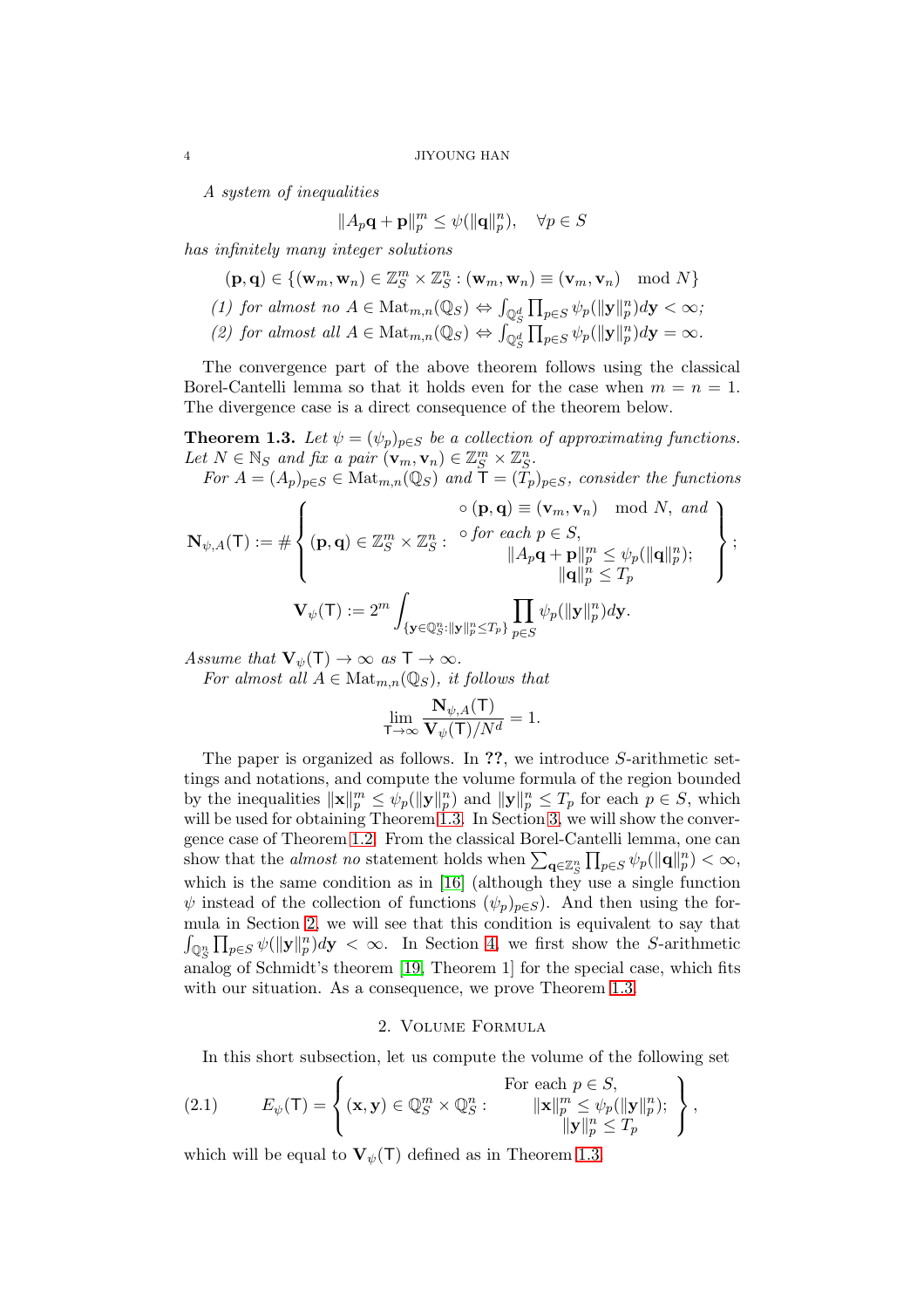*A system of inequalities*

$$\|A_p\mathbf{q}+\mathbf{p}\|_p^m \le \psi(\|\mathbf{q}\|_p^n), \quad \forall p \in S$$

*has infinitely many integer solutions*

$$(\mathbf{p},\mathbf{q}) \in \{(\mathbf{w}_m,\mathbf{w}_n) \in \mathbb{Z}_S^m \times \mathbb{Z}_S^n : (\mathbf{w}_m,\mathbf{w}_n) \equiv (\mathbf{v}_m,\mathbf{v}_n) \mod N\}$$

*(1) for almost no* $A \in \mathrm{Mat}_{m,n}(\mathbb{Q}_S) \Leftrightarrow \int_{\mathbb{Q}_S^d} \prod_{p\in S} \psi_p(\|\mathbf{y}\|_p^n)d\mathbf{y} < \infty$*;*

*(2) for almost all* $A \in \mathrm{Mat}_{m,n}(\mathbb{Q}_S) \Leftrightarrow \int_{\mathbb{Q}_S^d} \prod_{p\in S} \psi_p(\|\mathbf{y}\|_p^n)d\mathbf{y} = \infty$*.*

The convergence part of the above theorem follows using the classical Borel-Cantelli lemma so that it holds even for the case when $m=n=1$. The divergence case is a direct consequence of the theorem below.

**Theorem 1.3.** *Let $\psi = (\psi_p)_{p\in S}$ be a collection of approximating functions. Let $N \in \mathbb{N}_S$ and fix a pair $(\mathbf{v}_m,\mathbf{v}_n) \in \mathbb{Z}_S^m \times \mathbb{Z}_S^n$.*

*For $A = (A_p)_{p\in S} \in \mathrm{Mat}_{m,n}(\mathbb{Q}_S)$ and $\mathsf{T} = (T_p)_{p\in S}$, consider the functions*

$$\mathbf{N}_{\psi,A}(\mathsf{T}) := \#\left\{ (\mathbf{p},\mathbf{q}) \in \mathbb{Z}_S^m \times \mathbb{Z}_S^n : \begin{array}{c} \circ\, (\mathbf{p},\mathbf{q}) \equiv (\mathbf{v}_m,\mathbf{v}_n) \mod N, \text{ and} \\ \circ \text{ for each } p \in S, \\ \|A_p\mathbf{q}+\mathbf{p}\|_p^m \le \psi_p(\|\mathbf{q}\|_p^n); \\ \|\mathbf{q}\|_p^n \le T_p \end{array} \right\};$$

$$\mathbf{V}_\psi(\mathsf{T}) := 2^m \int_{\{\mathbf{y}\in\mathbb{Q}_S^n : \|\mathbf{y}\|_p^n \le T_p\}} \prod_{p\in S} \psi_p(\|\mathbf{y}\|_p^n)d\mathbf{y}.$$

*Assume that $\mathbf{V}_\psi(\mathsf{T}) \to \infty$ as $\mathsf{T} \to \infty$.*

*For almost all $A \in \mathrm{Mat}_{m,n}(\mathbb{Q}_S)$, it follows that*

$$\lim_{\mathsf{T}\to\infty} \frac{\mathbf{N}_{\psi,A}(\mathsf{T})}{\mathbf{V}_\psi(\mathsf{T})/N^d} = 1.$$

The paper is organized as follows. In **??**, we introduce $S$-arithmetic settings and notations, and compute the volume formula of the region bounded by the inequalities $\|\mathbf{x}\|_p^m \le \psi_p(\|\mathbf{y}\|_p^n)$ and $\|\mathbf{y}\|_p^n \le T_p$ for each $p \in S$, which will be used for obtaining Theorem 1.3. In Section 3, we will show the convergence case of Theorem 1.2. From the classical Borel-Cantelli lemma, one can show that the *almost no* statement holds when $\sum_{\mathbf{q}\in\mathbb{Z}_S^n} \prod_{p\in S} \psi_p(\|\mathbf{q}\|_p^n) < \infty$, which is the same condition as in [16] (although they use a single function $\psi$ instead of the collection of functions $(\psi_p)_{p\in S}$). And then using the formula in Section 2, we will see that this condition is equivalent to say that $\int_{\mathbb{Q}_S^n} \prod_{p\in S} \psi(\|\mathbf{y}\|_p^n)d\mathbf{y} < \infty$. In Section 4, we first show the $S$-arithmetic analog of Schmidt's theorem [19, Theorem 1] for the special case, which fits with our situation. As a consequence, we prove Theorem 1.3.

## 2. Volume Formula

In this short subsection, let us compute the volume of the following set

$$E_\psi(\mathsf{T}) = \left\{ (\mathbf{x},\mathbf{y}) \in \mathbb{Q}_S^m \times \mathbb{Q}_S^n : \begin{array}{c} \text{For each } p \in S, \\ \|\mathbf{x}\|_p^m \le \psi_p(\|\mathbf{y}\|_p^n); \\ \|\mathbf{y}\|_p^n \le T_p \end{array} \right\}, \tag{2.1}$$

which will be equal to $\mathbf{V}_\psi(\mathsf{T})$ defined as in Theorem 1.3.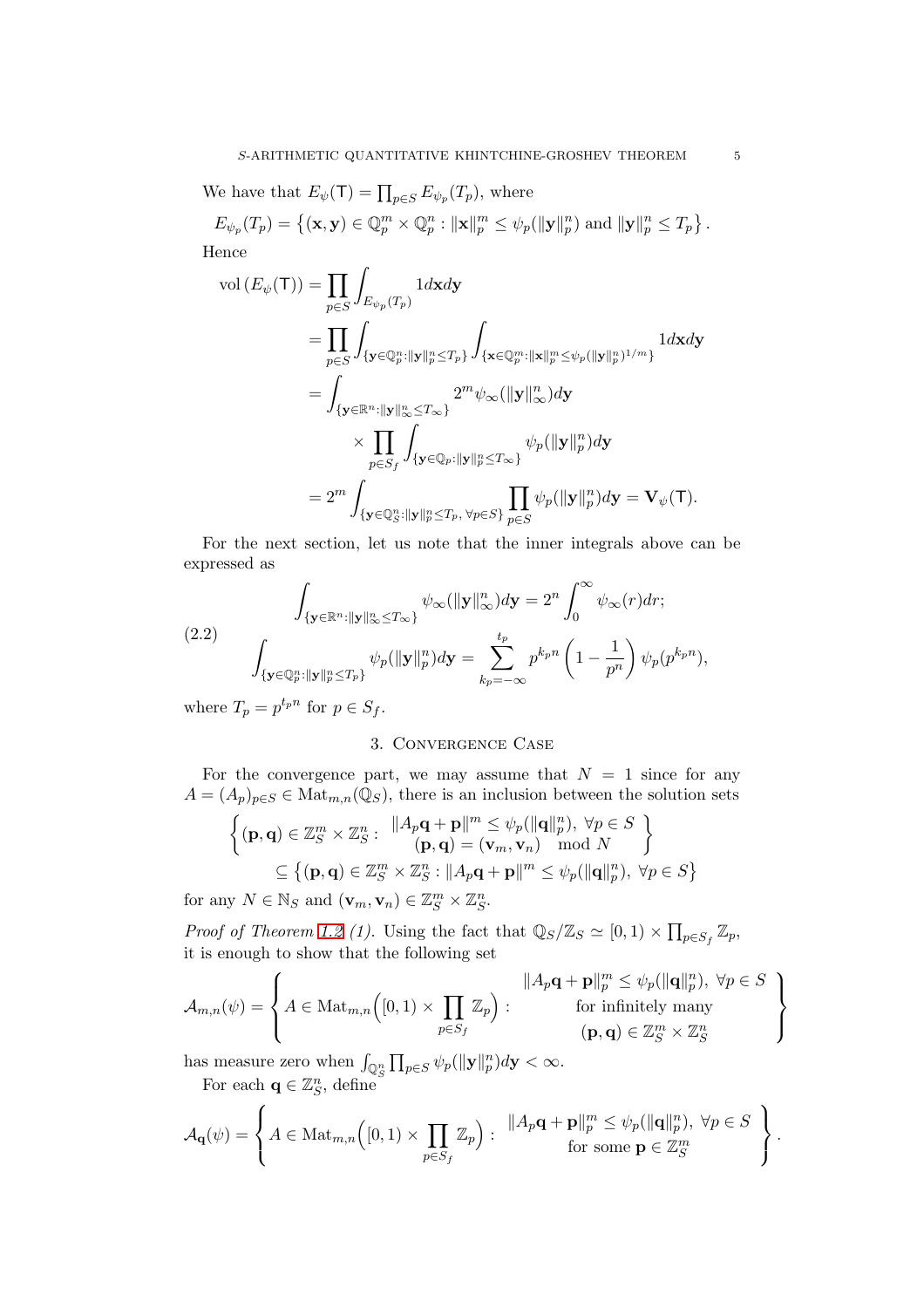We have that $E_\psi(\mathsf{T}) = \prod_{p\in S} E_{\psi_p}(T_p)$, where

$$E_{\psi_p}(T_p) = \left\{(\mathbf{x},\mathbf{y}) \in \mathbb{Q}_p^m \times \mathbb{Q}_p^n : \|\mathbf{x}\|_p^m \le \psi_p(\|\mathbf{y}\|_p^n) \text{ and } \|\mathbf{y}\|_p^n \le T_p\right\}.$$

Hence

$$\begin{aligned}
\operatorname{vol}\left(E_\psi(\mathsf{T})\right) &= \prod_{p\in S}\int_{E_{\psi_p}(T_p)} 1 d\mathbf{x}d\mathbf{y}\\
&= \prod_{p\in S}\int_{\{\mathbf{y}\in\mathbb{Q}_p^n:\|\mathbf{y}\|_p^n\le T_p\}}\int_{\{\mathbf{x}\in\mathbb{Q}_p^m:\|\mathbf{x}\|_p^m\le\psi_p(\|\mathbf{y}\|_p^n)^{1/m}\}} 1d\mathbf{x}d\mathbf{y}\\
&= \int_{\{\mathbf{y}\in\mathbb{R}^n:\|\mathbf{y}\|_\infty^n\le T_\infty\}} 2^m\psi_\infty(\|\mathbf{y}\|_\infty^n)d\mathbf{y}\\
&\qquad \times\prod_{p\in S_f}\int_{\{\mathbf{y}\in\mathbb{Q}_p:\|\mathbf{y}\|_p^n\le T_\infty\}}\psi_p(\|\mathbf{y}\|_p^n)d\mathbf{y}\\
&= 2^m\int_{\{\mathbf{y}\in\mathbb{Q}_S^n:\|\mathbf{y}\|_p^n\le T_p,\ \forall p\in S\}}\prod_{p\in S}\psi_p(\|\mathbf{y}\|_p^n)d\mathbf{y} = \mathbf{V}_\psi(\mathsf{T}).
\end{aligned}$$

For the next section, let us note that the inner integrals above can be expressed as

$$\tag{2.2}
\begin{aligned}
\int_{\{\mathbf{y}\in\mathbb{R}^n:\|\mathbf{y}\|_\infty^n\le T_\infty\}}\psi_\infty(\|\mathbf{y}\|_\infty^n)d\mathbf{y} &= 2^n\int_0^\infty\psi_\infty(r)dr;\\
\int_{\{\mathbf{y}\in\mathbb{Q}_p^n:\|\mathbf{y}\|_p^n\le T_p\}}\psi_p(\|\mathbf{y}\|_p^n)d\mathbf{y} &= \sum_{k_p=-\infty}^{t_p} p^{k_pn}\left(1-\frac{1}{p^n}\right)\psi_p(p^{k_pn}),
\end{aligned}$$

where $T_p = p^{t_pn}$ for $p\in S_f$.

## 3. Convergence Case

For the convergence part, we may assume that $N=1$ since for any $A=(A_p)_{p\in S}\in\operatorname{Mat}_{m,n}(\mathbb{Q}_S)$, there is an inclusion between the solution sets

$$\begin{aligned}
&\left\{(\mathbf{p},\mathbf{q})\in\mathbb{Z}_S^m\times\mathbb{Z}_S^n : \begin{array}{c}\|A_p\mathbf{q}+\mathbf{p}\|^m\le\psi_p(\|\mathbf{q}\|_p^n),\ \forall p\in S\\ (\mathbf{p},\mathbf{q}) = (\mathbf{v}_m,\mathbf{v}_n) \mod N\end{array}\right\}\\
&\qquad\subseteq\left\{(\mathbf{p},\mathbf{q})\in\mathbb{Z}_S^m\times\mathbb{Z}_S^n : \|A_p\mathbf{q}+\mathbf{p}\|^m\le\psi_p(\|\mathbf{q}\|_p^n),\ \forall p\in S\right\}
\end{aligned}$$

for any $N\in\mathbb{N}_S$ and $(\mathbf{v}_m,\mathbf{v}_n)\in\mathbb{Z}_S^m\times\mathbb{Z}_S^n$.

*Proof of Theorem 1.2 (1).* Using the fact that $\mathbb{Q}_S/\mathbb{Z}_S\simeq[0,1)\times\prod_{p\in S_f}\mathbb{Z}_p$, it is enough to show that the following set

$$\mathcal{A}_{m,n}(\psi) = \left\{A\in\operatorname{Mat}_{m,n}\Big([0,1)\times\prod_{p\in S_f}\mathbb{Z}_p\Big) : \begin{array}{c}\|A_p\mathbf{q}+\mathbf{p}\|_p^m\le\psi_p(\|\mathbf{q}\|_p^n),\ \forall p\in S\\ \text{for infinitely many}\\ (\mathbf{p},\mathbf{q})\in\mathbb{Z}_S^m\times\mathbb{Z}_S^n\end{array}\right\}$$

has measure zero when $\int_{\mathbb{Q}_S^n}\prod_{p\in S}\psi_p(\|\mathbf{y}\|_p^n)d\mathbf{y}<\infty$.

For each $\mathbf{q}\in\mathbb{Z}_S^n$, define

$$\mathcal{A}_{\mathbf{q}}(\psi) = \left\{A\in\operatorname{Mat}_{m,n}\Big([0,1)\times\prod_{p\in S_f}\mathbb{Z}_p\Big) : \begin{array}{c}\|A_p\mathbf{q}+\mathbf{p}\|_p^m\le\psi_p(\|\mathbf{q}\|_p^n),\ \forall p\in S\\ \text{for some } \mathbf{p}\in\mathbb{Z}_S^m\end{array}\right\}.$$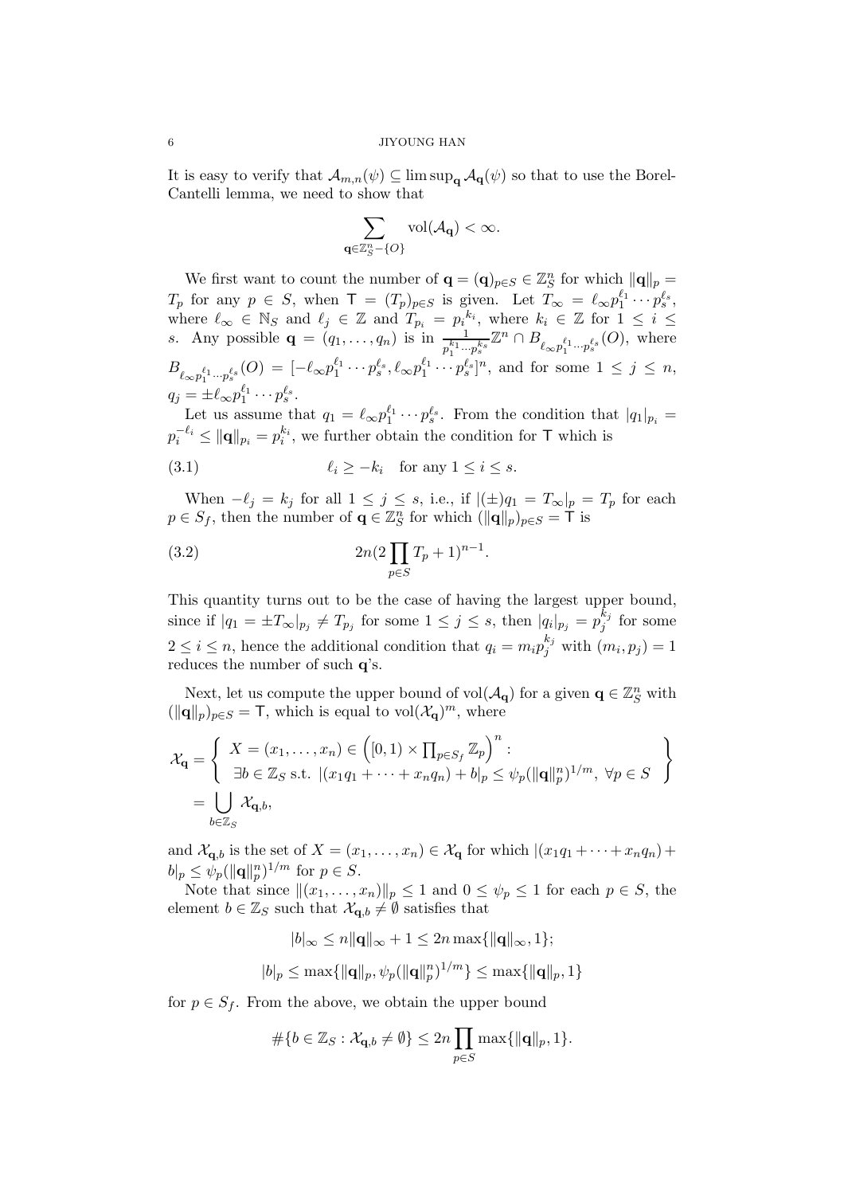It is easy to verify that $\mathcal{A}_{m,n}(\psi) \subseteq \limsup_{\mathbf{q}} \mathcal{A}_{\mathbf{q}}(\psi)$ so that to use the Borel-Cantelli lemma, we need to show that

$$\sum_{\mathbf{q} \in \mathbb{Z}_S^n - \{O\}} \mathrm{vol}(\mathcal{A}_{\mathbf{q}}) < \infty.$$

We first want to count the number of $\mathbf{q} = (\mathbf{q})_{p\in S} \in \mathbb{Z}_S^n$ for which $\|\mathbf{q}\|_p = T_p$ for any $p \in S$, when $\mathsf{T} = (T_p)_{p\in S}$ is given. Let $T_\infty = \ell_\infty p_1^{\ell_1} \cdots p_s^{\ell_s}$, where $\ell_\infty \in \mathbb{N}_S$ and $\ell_j \in \mathbb{Z}$ and $T_{p_i} = p_i^{k_i}$, where $k_i \in \mathbb{Z}$ for $1 \le i \le s$. Any possible $\mathbf{q} = (q_1, \ldots, q_n)$ is in $\frac{1}{p_1^{k_1}\cdots p_s^{k_s}}\mathbb{Z}^n \cap B_{\ell_\infty p_1^{\ell_1}\cdots p_s^{\ell_s}}(O)$, where $B_{\ell_\infty p_1^{\ell_1}\cdots p_s^{\ell_s}}(O) = [-\ell_\infty p_1^{\ell_1}\cdots p_s^{\ell_s}, \ell_\infty p_1^{\ell_1}\cdots p_s^{\ell_s}]^n$, and for some $1 \le j \le n$, $q_j = \pm \ell_\infty p_1^{\ell_1}\cdots p_s^{\ell_s}$.

Let us assume that $q_1 = \ell_\infty p_1^{\ell_1}\cdots p_s^{\ell_s}$. From the condition that $|q_1|_{p_i} = p_i^{-\ell_i} \le \|\mathbf{q}\|_{p_i} = p_i^{k_i}$, we further obtain the condition for $\mathsf{T}$ which is

$$\ell_i \ge -k_i \quad \text{for any } 1 \le i \le s. \tag{3.1}$$

When $-\ell_j = k_j$ for all $1 \le j \le s$, i.e., if $|(\pm)q_1 = T_\infty|_p = T_p$ for each $p \in S_f$, then the number of $\mathbf{q} \in \mathbb{Z}_S^n$ for which $(\|\mathbf{q}\|_p)_{p\in S} = \mathsf{T}$ is

$$2n(2\prod_{p\in S} T_p + 1)^{n-1}. \tag{3.2}$$

This quantity turns out to be the case of having the largest upper bound, since if $|q_1 = \pm T_\infty|_{p_j} \ne T_{p_j}$ for some $1 \le j \le s$, then $|q_i|_{p_j} = p_j^{k_j}$ for some $2 \le i \le n$, hence the additional condition that $q_i = m_i p_j^{k_j}$ with $(m_i, p_j) = 1$ reduces the number of such $\mathbf{q}$'s.

Next, let us compute the upper bound of $\mathrm{vol}(\mathcal{A}_{\mathbf{q}})$ for a given $\mathbf{q} \in \mathbb{Z}_S^n$ with $(\|\mathbf{q}\|_p)_{p\in S} = \mathsf{T}$, which is equal to $\mathrm{vol}(\mathcal{X}_{\mathbf{q}})^m$, where

$$\begin{aligned}
\mathcal{X}_{\mathbf{q}} &= \left\{ \begin{array}{l} X = (x_1, \ldots, x_n) \in \left([0,1) \times \prod_{p\in S_f} \mathbb{Z}_p\right)^n : \\ \exists b \in \mathbb{Z}_S \text{ s.t. } |(x_1q_1 + \cdots + x_nq_n) + b|_p \le \psi_p(\|\mathbf{q}\|_p^n)^{1/m},\ \forall p \in S \end{array} \right\} \\
&= \bigcup_{b\in\mathbb{Z}_S} \mathcal{X}_{\mathbf{q},b},
\end{aligned}$$

and $\mathcal{X}_{\mathbf{q},b}$ is the set of $X = (x_1, \ldots, x_n) \in \mathcal{X}_{\mathbf{q}}$ for which $|(x_1q_1 + \cdots + x_nq_n) + b|_p \le \psi_p(\|\mathbf{q}\|_p^n)^{1/m}$ for $p \in S$.

Note that since $\|(x_1, \ldots, x_n)\|_p \le 1$ and $0 \le \psi_p \le 1$ for each $p \in S$, the element $b \in \mathbb{Z}_S$ such that $\mathcal{X}_{\mathbf{q},b} \ne \emptyset$ satisfies that

$$|b|_\infty \le n\|\mathbf{q}\|_\infty + 1 \le 2n\max\{\|\mathbf{q}\|_\infty, 1\};$$

$$|b|_p \le \max\{\|\mathbf{q}\|_p, \psi_p(\|\mathbf{q}\|_p^n)^{1/m}\} \le \max\{\|\mathbf{q}\|_p, 1\}$$

for $p \in S_f$. From the above, we obtain the upper bound

$$\#\{b \in \mathbb{Z}_S : \mathcal{X}_{\mathbf{q},b} \ne \emptyset\} \le 2n\prod_{p\in S}\max\{\|\mathbf{q}\|_p, 1\}.$$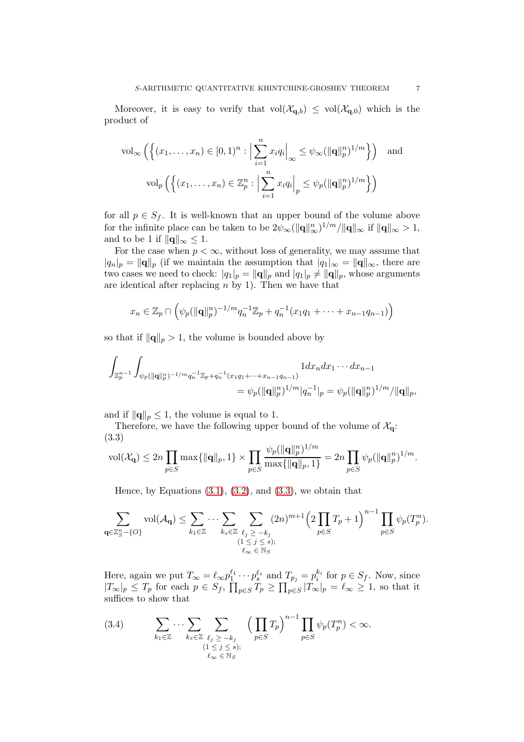Moreover, it is easy to verify that $\mathrm{vol}(\mathcal{X}_{\mathbf{q},b}) \leq \mathrm{vol}(\mathcal{X}_{\mathbf{q},0})$ which is the product of

$$\mathrm{vol}_\infty\Big(\Big\{(x_1,\ldots,x_n)\in[0,1)^n : \Big|\sum_{i=1}^n x_i q_i\Big|_\infty \leq \psi_\infty(\|\mathbf{q}\|_p^n)^{1/m}\Big\}\Big) \quad \text{and}$$

$$\mathrm{vol}_p\Big(\Big\{(x_1,\ldots,x_n)\in\mathbb{Z}_p^n : \Big|\sum_{i=1}^n x_i q_i\Big|_p \leq \psi_p(\|\mathbf{q}\|_p^n)^{1/m}\Big\}\Big)$$

for all $p \in S_f$. It is well-known that an upper bound of the volume above for the infinite place can be taken to be $2\psi_\infty(\|\mathbf{q}\|_\infty^n)^{1/m}/\|\mathbf{q}\|_\infty$ if $\|\mathbf{q}\|_\infty > 1$, and to be 1 if $\|\mathbf{q}\|_\infty \leq 1$.

For the case when $p < \infty$, without loss of generality, we may assume that $|q_n|_p = \|\mathbf{q}\|_p$ (if we maintain the assumption that $|q_1|_\infty = \|\mathbf{q}\|_\infty$, there are two cases we need to check: $|q_1|_p = \|\mathbf{q}\|_p$ and $|q_1|_p \neq \|\mathbf{q}\|_p$, whose arguments are identical after replacing $n$ by 1). Then we have that

$$x_n \in \mathbb{Z}_p \cap \Big(\psi_p(\|\mathbf{q}\|_p^n)^{-1/m} q_n^{-1}\mathbb{Z}_p + q_n^{-1}(x_1q_1+\cdots+x_{n-1}q_{n-1})\Big)$$

so that if $\|\mathbf{q}\|_p > 1$, the volume is bounded above by

$$\int_{\mathbb{Z}_p^{n-1}}\int_{\psi_p(\|\mathbf{q}\|_p^n)^{-1/m}q_n^{-1}\mathbb{Z}_p+q_n^{-1}(x_1q_1+\cdots+x_{n-1}q_{n-1})} 1 dx_n dx_1\cdots dx_{n-1}$$
$$= \psi_p(\|\mathbf{q}\|_p^n)^{1/m}|q_n^{-1}|_p = \psi_p(\|\mathbf{q}\|_p^n)^{1/m}/\|\mathbf{q}\|_p,$$

and if $\|\mathbf{q}\|_p \leq 1$, the volume is equal to 1.

Therefore, we have the following upper bound of the volume of $\mathcal{X}_{\mathbf{q}}$:
(3.3)

$$\mathrm{vol}(\mathcal{X}_{\mathbf{q}}) \leq 2n\prod_{p\in S}\max\{\|\mathbf{q}\|_p,1\} \times \prod_{p\in S}\frac{\psi_p(\|\mathbf{q}\|_p^n)^{1/m}}{\max\{\|\mathbf{q}\|_p,1\}} = 2n\prod_{p\in S}\psi_p(\|\mathbf{q}\|_p^n)^{1/m}.$$

Hence, by Equations (3.1), (3.2), and (3.3), we obtain that

$$\sum_{\mathbf{q}\in\mathbb{Z}_S^n-\{O\}}\mathrm{vol}(\mathcal{A}_{\mathbf{q}}) \leq \sum_{k_1\in\mathbb{Z}}\cdots\sum_{k_s\in\mathbb{Z}}\sum_{\substack{\ell_j\geq -k_j\\(1\leq j\leq s);\\ \ell_\infty\in\mathbb{N}_S}}(2n)^{m+1}\Big(2\prod_{p\in S}T_p+1\Big)^{n-1}\prod_{p\in S}\psi_p(T_p^n).$$

Here, again we put $T_\infty = \ell_\infty p_1^{\ell_1}\cdots p_s^{\ell_s}$ and $T_{p_j} = p_i^{k_i}$ for $p \in S_f$. Now, since $|T_\infty|_p \leq T_p$ for each $p \in S_f$, $\prod_{p\in S}T_p \geq \prod_{p\in S}|T_\infty|_p = \ell_\infty \geq 1$, so that it suffices to show that

$$\sum_{k_1\in\mathbb{Z}}\cdots\sum_{k_s\in\mathbb{Z}}\sum_{\substack{\ell_j\geq -k_j\\(1\leq j\leq s);\\ \ell_\infty\in\mathbb{N}_S}}\Big(\prod_{p\in S}T_p\Big)^{n-1}\prod_{p\in S}\psi_p(T_p^n) < \infty. \tag{3.4}$$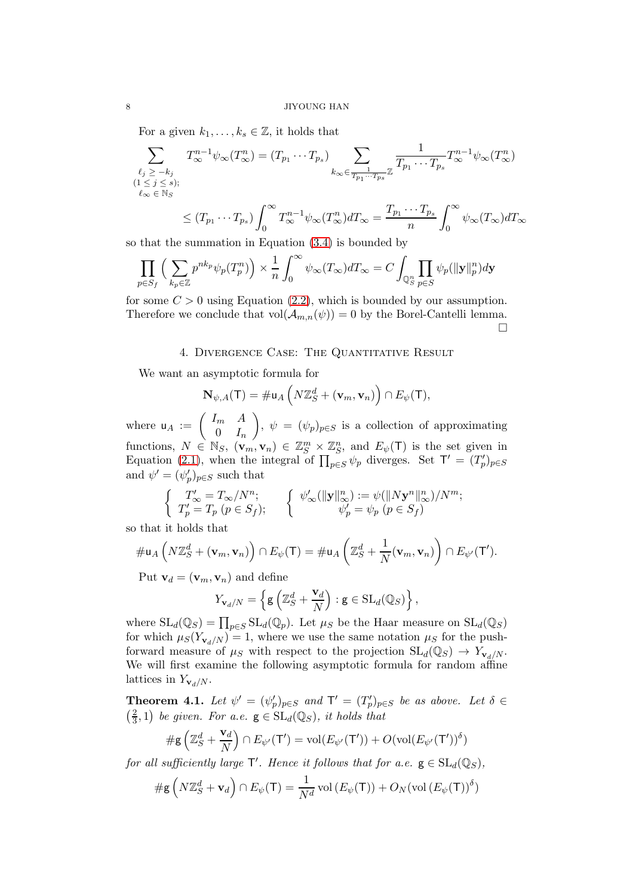For a given $k_1, \ldots, k_s \in \mathbb{Z}$, it holds that

$$\sum_{\substack{\ell_j \geq -k_j \\ (1\leq j\leq s); \\ \ell_\infty \in \mathbb{N}_S}} T_\infty^{n-1}\psi_\infty(T_\infty^n) = (T_{p_1}\cdots T_{p_s}) \sum_{k_\infty \in \frac{1}{T_{p_1}\cdots T_{p_s}}\mathbb{Z}} \frac{1}{T_{p_1}\cdots T_{p_s}} T_\infty^{n-1}\psi_\infty(T_\infty^n)$$

$$\leq (T_{p_1}\cdots T_{p_s}) \int_0^\infty T_\infty^{n-1}\psi_\infty(T_\infty^n) dT_\infty = \frac{T_{p_1}\cdots T_{p_s}}{n}\int_0^\infty \psi_\infty(T_\infty)dT_\infty$$

so that the summation in Equation (3.4) is bounded by

$$\prod_{p\in S_f}\Big(\sum_{k_p\in\mathbb{Z}} p^{nk_p}\psi_p(T_p^n)\Big) \times \frac{1}{n}\int_0^\infty \psi_\infty(T_\infty)dT_\infty = C\int_{\mathbb{Q}_S^n}\prod_{p\in S}\psi_p(\|\mathbf{y}\|_p^n)d\mathbf{y}$$

for some $C>0$ using Equation (2.2), which is bounded by our assumption. Therefore we conclude that $\mathrm{vol}(\mathcal{A}_{m,n}(\psi))=0$ by the Borel-Cantelli lemma. □

## 4. Divergence Case: The Quantitative Result

We want an asymptotic formula for

$$\mathbf{N}_{\psi,A}(\mathsf{T}) = \#\mathsf{u}_A\left(N\mathbb{Z}_S^d + (\mathbf{v}_m,\mathbf{v}_n)\right)\cap E_\psi(\mathsf{T}),$$

where $\mathsf{u}_A := \begin{pmatrix} I_m & A \\ 0 & I_n\end{pmatrix}$, $\psi = (\psi_p)_{p\in S}$ is a collection of approximating functions, $N\in\mathbb{N}_S$, $(\mathbf{v}_m,\mathbf{v}_n)\in\mathbb{Z}_S^m\times\mathbb{Z}_S^n$, and $E_\psi(\mathsf{T})$ is the set given in Equation (2.1), when the integral of $\prod_{p\in S}\psi_p$ diverges. Set $\mathsf{T}'=(T'_p)_{p\in S}$ and $\psi'=(\psi'_p)_{p\in S}$ such that

$$\left\{\begin{array}{l} T'_\infty = T_\infty/N^n; \\ T'_p = T_p\ (p\in S_f);\end{array}\right. \qquad \left\{\begin{array}{c} \psi'_\infty(\|\mathbf{y}\|_\infty^n) := \psi(\|N\mathbf{y}^n\|_\infty^n)/N^m; \\ \psi'_p = \psi_p\ (p\in S_f)\end{array}\right.$$

so that it holds that

$$\#\mathsf{u}_A\left(N\mathbb{Z}_S^d + (\mathbf{v}_m,\mathbf{v}_n)\right)\cap E_\psi(\mathsf{T}) = \#\mathsf{u}_A\left(\mathbb{Z}_S^d+\frac{1}{N}(\mathbf{v}_m,\mathbf{v}_n)\right)\cap E_{\psi'}(\mathsf{T}').$$

Put $\mathbf{v}_d = (\mathbf{v}_m,\mathbf{v}_n)$ and define

$$Y_{\mathbf{v}_d/N} = \left\{\mathsf{g}\left(\mathbb{Z}_S^d + \frac{\mathbf{v}_d}{N}\right) : \mathsf{g}\in\mathrm{SL}_d(\mathbb{Q}_S)\right\},$$

where $\mathrm{SL}_d(\mathbb{Q}_S)=\prod_{p\in S}\mathrm{SL}_d(\mathbb{Q}_p)$. Let $\mu_S$ be the Haar measure on $\mathrm{SL}_d(\mathbb{Q}_S)$ for which $\mu_S(Y_{\mathbf{v}_d/N})=1$, where we use the same notation $\mu_S$ for the push-forward measure of $\mu_S$ with respect to the projection $\mathrm{SL}_d(\mathbb{Q}_S)\to Y_{\mathbf{v}_d/N}$. We will first examine the following asymptotic formula for random affine lattices in $Y_{\mathbf{v}_d/N}$.

**Theorem 4.1.** *Let $\psi'=(\psi'_p)_{p\in S}$ and $\mathsf{T}'=(T'_p)_{p\in S}$ be as above. Let $\delta\in\left(\frac{2}{3},1\right)$ be given. For a.e. $\mathsf{g}\in\mathrm{SL}_d(\mathbb{Q}_S)$, it holds that*

$$\#\mathsf{g}\left(\mathbb{Z}_S^d+\frac{\mathbf{v}_d}{N}\right)\cap E_{\psi'}(\mathsf{T}') = \mathrm{vol}(E_{\psi'}(\mathsf{T}')) + O(\mathrm{vol}(E_{\psi'}(\mathsf{T}'))^\delta)$$

*for all sufficiently large $\mathsf{T}'$. Hence it follows that for a.e. $\mathsf{g}\in\mathrm{SL}_d(\mathbb{Q}_S)$,*

$$\#\mathsf{g}\left(N\mathbb{Z}_S^d+\mathbf{v}_d\right)\cap E_\psi(\mathsf{T}) = \frac{1}{N^d}\mathrm{vol}\left(E_\psi(\mathsf{T})\right) + O_N(\mathrm{vol}\left(E_\psi(\mathsf{T})\right)^\delta)$$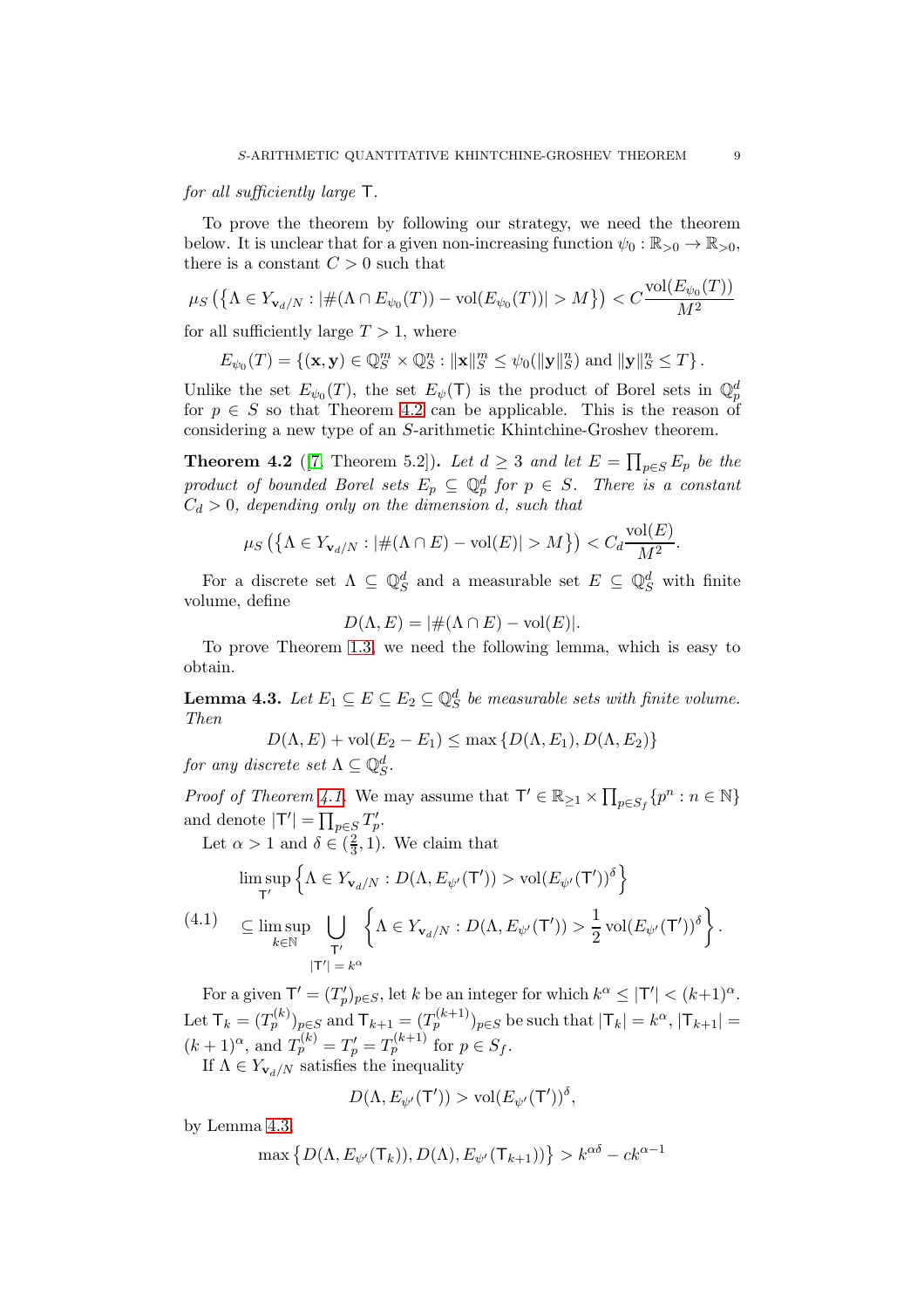*for all sufficiently large* $\mathsf{T}$.

To prove the theorem by following our strategy, we need the theorem below. It is unclear that for a given non-increasing function $\psi_0 : \mathbb{R}_{>0} \to \mathbb{R}_{>0}$, there is a constant $C > 0$ such that

$$\mu_S\left(\left\{\Lambda \in Y_{\mathbf{v}_d/N} : |\#(\Lambda \cap E_{\psi_0}(T)) - \mathrm{vol}(E_{\psi_0}(T))| > M\right\}\right) < C\frac{\mathrm{vol}(E_{\psi_0}(T))}{M^2}$$

for all sufficiently large $T > 1$, where

$$E_{\psi_0}(T) = \left\{(\mathbf{x}, \mathbf{y}) \in \mathbb{Q}_S^m \times \mathbb{Q}_S^n : \|\mathbf{x}\|_S^m \le \psi_0(\|\mathbf{y}\|_S^n) \text{ and } \|\mathbf{y}\|_S^n \le T\right\}.$$

Unlike the set $E_{\psi_0}(T)$, the set $E_\psi(\mathsf{T})$ is the product of Borel sets in $\mathbb{Q}_p^d$ for $p \in S$ so that Theorem 4.2 can be applicable. This is the reason of considering a new type of an $S$-arithmetic Khintchine-Groshev theorem.

**Theorem 4.2** ([7, Theorem 5.2])**.** *Let $d \ge 3$ and let $E = \prod_{p\in S} E_p$ be the product of bounded Borel sets $E_p \subseteq \mathbb{Q}_p^d$ for $p \in S$. There is a constant $C_d > 0$, depending only on the dimension $d$, such that*

$$\mu_S\left(\left\{\Lambda \in Y_{\mathbf{v}_d/N} : |\#(\Lambda \cap E) - \mathrm{vol}(E)| > M\right\}\right) < C_d\frac{\mathrm{vol}(E)}{M^2}.$$

For a discrete set $\Lambda \subseteq \mathbb{Q}_S^d$ and a measurable set $E \subseteq \mathbb{Q}_S^d$ with finite volume, define

$$D(\Lambda, E) = |\#(\Lambda \cap E) - \mathrm{vol}(E)|.$$

To prove Theorem 1.3, we need the following lemma, which is easy to obtain.

**Lemma 4.3.** *Let $E_1 \subseteq E \subseteq E_2 \subseteq \mathbb{Q}_S^d$ be measurable sets with finite volume. Then*

$$D(\Lambda, E) + \mathrm{vol}(E_2 - E_1) \le \max\left\{D(\Lambda, E_1), D(\Lambda, E_2)\right\}$$

*for any discrete set $\Lambda \subseteq \mathbb{Q}_S^d$.*

*Proof of Theorem 4.1.* We may assume that $\mathsf{T}' \in \mathbb{R}_{\ge 1} \times \prod_{p\in S_f}\{p^n : n \in \mathbb{N}\}$ and denote $|\mathsf{T}'| = \prod_{p\in S} T_p'$.

Let $\alpha > 1$ and $\delta \in (\frac{2}{3}, 1)$. We claim that

$$\begin{aligned}
&\limsup_{\mathsf{T}'}\left\{\Lambda \in Y_{\mathbf{v}_d/N} : D(\Lambda, E_{\psi'}(\mathsf{T}')) > \mathrm{vol}(E_{\psi'}(\mathsf{T}'))^\delta\right\} \\
&\subseteq \limsup_{k\in\mathbb{N}} \bigcup_{\substack{\mathsf{T}' \\ |\mathsf{T}'| = k^\alpha}} \left\{\Lambda \in Y_{\mathbf{v}_d/N} : D(\Lambda, E_{\psi'}(\mathsf{T}')) > \frac{1}{2}\mathrm{vol}(E_{\psi'}(\mathsf{T}'))^\delta\right\}.
\end{aligned} \tag{4.1}$$

For a given $\mathsf{T}' = (T_p')_{p\in S}$, let $k$ be an integer for which $k^\alpha \le |\mathsf{T}'| < (k+1)^\alpha$. Let $\mathsf{T}_k = (T_p^{(k)})_{p\in S}$ and $\mathsf{T}_{k+1} = (T_p^{(k+1)})_{p\in S}$ be such that $|\mathsf{T}_k| = k^\alpha$, $|\mathsf{T}_{k+1}| = (k+1)^\alpha$, and $T_p^{(k)} = T_p' = T_p^{(k+1)}$ for $p \in S_f$.

If $\Lambda \in Y_{\mathbf{v}_d/N}$ satisfies the inequality

$$D(\Lambda, E_{\psi'}(\mathsf{T}')) > \mathrm{vol}(E_{\psi'}(\mathsf{T}'))^\delta,$$

by Lemma 4.3,

$$\max\left\{D(\Lambda, E_{\psi'}(\mathsf{T}_k)), D(\Lambda), E_{\psi'}(\mathsf{T}_{k+1}))\right\} > k^{\alpha\delta} - ck^{\alpha-1}$$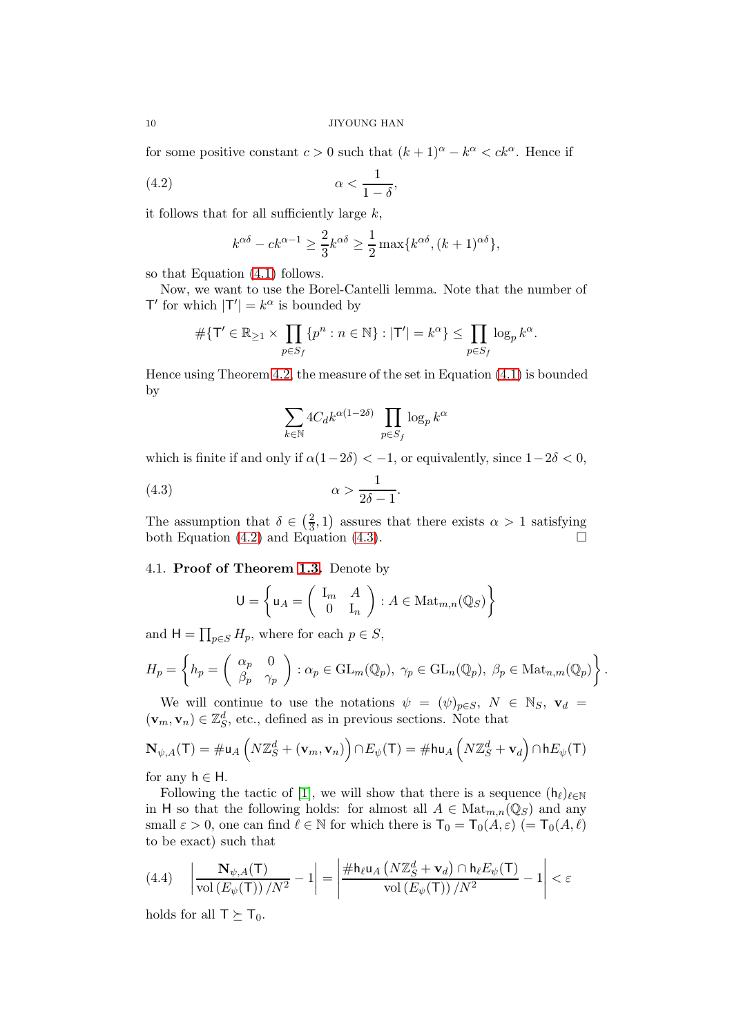for some positive constant $c > 0$ such that $(k+1)^\alpha - k^\alpha < ck^\alpha$. Hence if

$$\alpha < \frac{1}{1-\delta}, \tag{4.2}$$

it follows that for all sufficiently large $k$,

$$k^{\alpha\delta} - ck^{\alpha-1} \geq \frac{2}{3}k^{\alpha\delta} \geq \frac{1}{2}\max\{k^{\alpha\delta}, (k+1)^{\alpha\delta}\},$$

so that Equation (4.1) follows.

Now, we want to use the Borel-Cantelli lemma. Note that the number of $\mathsf{T}'$ for which $|\mathsf{T}'| = k^\alpha$ is bounded by

$$\#\{\mathsf{T}' \in \mathbb{R}_{\geq 1} \times \prod_{p \in S_f} \{p^n : n \in \mathbb{N}\} : |\mathsf{T}'| = k^\alpha\} \leq \prod_{p \in S_f} \log_p k^\alpha.$$

Hence using Theorem 4.2, the measure of the set in Equation (4.1) is bounded by

$$\sum_{k \in \mathbb{N}} 4C_d k^{\alpha(1-2\delta)} \prod_{p \in S_f} \log_p k^\alpha$$

which is finite if and only if $\alpha(1-2\delta) < -1$, or equivalently, since $1 - 2\delta < 0$,

$$\alpha > \frac{1}{2\delta - 1}. \tag{4.3}$$

The assumption that $\delta \in \left(\frac{2}{3}, 1\right)$ assures that there exists $\alpha > 1$ satisfying both Equation (4.2) and Equation (4.3). $\square$

### 4.1. Proof of Theorem 1.3.

Denote by

$$\mathsf{U} = \left\{ \mathsf{u}_A = \begin{pmatrix} \mathrm{I}_m & A \\ 0 & \mathrm{I}_n \end{pmatrix} : A \in \mathrm{Mat}_{m,n}(\mathbb{Q}_S) \right\}$$

and $\mathsf{H} = \prod_{p \in S} H_p$, where for each $p \in S$,

$$H_p = \left\{ h_p = \begin{pmatrix} \alpha_p & 0 \\ \beta_p & \gamma_p \end{pmatrix} : \alpha_p \in \mathrm{GL}_m(\mathbb{Q}_p),\ \gamma_p \in \mathrm{GL}_n(\mathbb{Q}_p),\ \beta_p \in \mathrm{Mat}_{n,m}(\mathbb{Q}_p) \right\}.$$

We will continue to use the notations $\psi = (\psi)_{p \in S}$, $N \in \mathbb{N}_S$, $\mathbf{v}_d = (\mathbf{v}_m, \mathbf{v}_n) \in \mathbb{Z}_S^d$, etc., defined as in previous sections. Note that

$$\mathbf{N}_{\psi, A}(\mathsf{T}) = \#\mathsf{u}_A\left(N\mathbb{Z}_S^d + (\mathbf{v}_m, \mathbf{v}_n)\right) \cap E_\psi(\mathsf{T}) = \#\mathsf{h}\mathsf{u}_A\left(N\mathbb{Z}_S^d + \mathbf{v}_d\right) \cap \mathsf{h}E_\psi(\mathsf{T})$$

for any $\mathsf{h} \in \mathsf{H}$.

Following the tactic of [1], we will show that there is a sequence $(\mathsf{h}_\ell)_{\ell \in \mathbb{N}}$ in $\mathsf{H}$ so that the following holds: for almost all $A \in \mathrm{Mat}_{m,n}(\mathbb{Q}_S)$ and any small $\varepsilon > 0$, one can find $\ell \in \mathbb{N}$ for which there is $\mathsf{T}_0 = \mathsf{T}_0(A, \varepsilon)$ $(= \mathsf{T}_0(A, \ell)$ to be exact) such that

$$\left| \frac{\mathbf{N}_{\psi, A}(\mathsf{T})}{\mathrm{vol}\left(E_\psi(\mathsf{T})\right)/N^2} - 1 \right| = \left| \frac{\#\mathsf{h}_\ell \mathsf{u}_A\left(N\mathbb{Z}_S^d + \mathbf{v}_d\right) \cap \mathsf{h}_\ell E_\psi(\mathsf{T})}{\mathrm{vol}\left(E_\psi(\mathsf{T})\right)/N^2} - 1 \right| < \varepsilon \tag{4.4}$$

holds for all $\mathsf{T} \succeq \mathsf{T}_0$.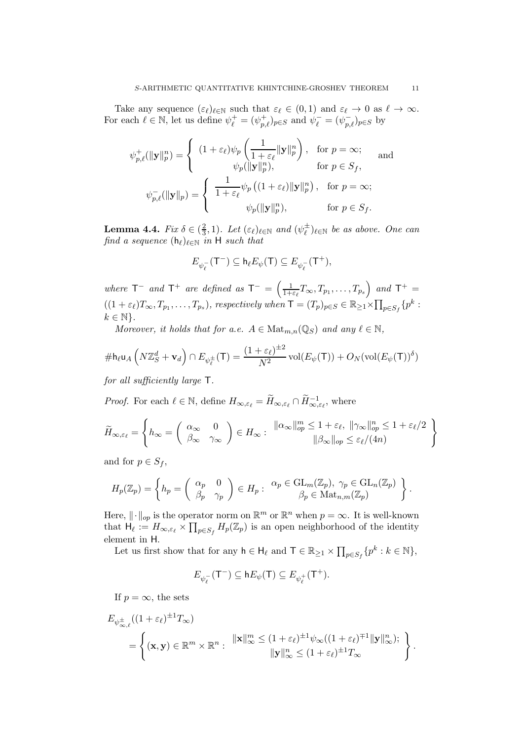Take any sequence $(\varepsilon_\ell)_{\ell\in\mathbb{N}}$ such that $\varepsilon_\ell \in (0,1)$ and $\varepsilon_\ell \to 0$ as $\ell \to \infty$. For each $\ell \in \mathbb{N}$, let us define $\psi_\ell^+ = (\psi_{p,\ell}^+)_{p\in S}$ and $\psi_\ell^- = (\psi_{p,\ell}^-)_{p\in S}$ by

$$\psi_{p,\ell}^+(\|\mathbf{y}\|_p^n) = \begin{cases} (1+\varepsilon_\ell)\psi_p\left(\dfrac{1}{1+\varepsilon_\ell}\|\mathbf{y}\|_p^n\right), & \text{for } p=\infty; \\ \psi_p(\|\mathbf{y}\|_p^n), & \text{for } p \in S_f, \end{cases} \quad \text{and}$$

$$\psi_{p,\ell}^-(\|\mathbf{y}\|_p) = \begin{cases} \dfrac{1}{1+\varepsilon_\ell}\psi_p\left((1+\varepsilon_\ell)\|\mathbf{y}\|_p^n\right), & \text{for } p=\infty; \\ \psi_p(\|\mathbf{y}\|_p^n), & \text{for } p \in S_f. \end{cases}$$

**Lemma 4.4.** *Fix $\delta \in (\frac{2}{3},1)$. Let $(\varepsilon_\ell)_{\ell\in\mathbb{N}}$ and $(\psi_\ell^\pm)_{\ell\in\mathbb{N}}$ be as above. One can find a sequence $(\mathsf{h}_\ell)_{\ell\in\mathbb{N}}$ in $\mathsf{H}$ such that*

$$E_{\psi_\ell^-}(\mathsf{T}^-) \subseteq \mathsf{h}_\ell E_\psi(\mathsf{T}) \subseteq E_{\psi_\ell^-}(\mathsf{T}^+),$$

*where $\mathsf{T}^-$ and $\mathsf{T}^+$ are defined as $\mathsf{T}^- = \left(\frac{1}{1+\varepsilon_\ell}T_\infty, T_{p_1}, \ldots, T_{p_s}\right)$ and $\mathsf{T}^+ = ((1+\varepsilon_\ell)T_\infty, T_{p_1}, \ldots, T_{p_s})$, respectively when $\mathsf{T} = (T_p)_{p\in S} \in \mathbb{R}_{\geq 1}\times\prod_{p\in S_f}\{p^k : k \in \mathbb{N}\}$.*

*Moreover, it holds that for a.e. $A \in \mathrm{Mat}_{m,n}(\mathbb{Q}_S)$ and any $\ell \in \mathbb{N}$,*

$$\#\mathsf{h}_\ell \mathsf{u}_A\left(N\mathbb{Z}_S^d + \mathbf{v}_d\right) \cap E_{\psi_\ell^\pm}(\mathsf{T}) = \frac{(1+\varepsilon_\ell)^{\pm 2}}{N^2}\operatorname{vol}(E_\psi(\mathsf{T})) + O_N(\operatorname{vol}(E_\psi(\mathsf{T}))^\delta)$$

*for all sufficiently large $\mathsf{T}$.*

*Proof.* For each $\ell \in \mathbb{N}$, define $H_{\infty,\varepsilon_\ell} = \widetilde{H}_{\infty,\varepsilon_\ell} \cap \widetilde{H}_{\infty,\varepsilon_\ell}^{-1}$, where

$$\widetilde{H}_{\infty,\varepsilon_\ell} = \left\{ h_\infty = \begin{pmatrix} \alpha_\infty & 0 \\ \beta_\infty & \gamma_\infty \end{pmatrix} \in H_\infty : \begin{array}{c} \|\alpha_\infty\|_{op}^m \leq 1+\varepsilon_\ell,\ \|\gamma_\infty\|_{op}^n \leq 1+\varepsilon_\ell/2 \\ \|\beta_\infty\|_{op} \leq \varepsilon_\ell/(4n) \end{array} \right\}$$

and for $p \in S_f$,

$$H_p(\mathbb{Z}_p) = \left\{ h_p = \begin{pmatrix} \alpha_p & 0 \\ \beta_p & \gamma_p \end{pmatrix} \in H_p : \begin{array}{c} \alpha_p \in \mathrm{GL}_m(\mathbb{Z}_p),\ \gamma_p \in \mathrm{GL}_n(\mathbb{Z}_p) \\ \beta_p \in \mathrm{Mat}_{n,m}(\mathbb{Z}_p) \end{array} \right\}.$$

Here, $\|\cdot\|_{op}$ is the operator norm on $\mathbb{R}^m$ or $\mathbb{R}^n$ when $p = \infty$. It is well-known that $\mathsf{H}_\ell := H_{\infty,\varepsilon_\ell} \times \prod_{p\in S_f} H_p(\mathbb{Z}_p)$ is an open neighborhood of the identity element in $\mathsf{H}$.

Let us first show that for any $\mathsf{h} \in \mathsf{H}_\ell$ and $\mathsf{T} \in \mathbb{R}_{\geq 1}\times\prod_{p\in S_f}\{p^k : k\in\mathbb{N}\}$,

$$E_{\psi_\ell^-}(\mathsf{T}^-) \subseteq \mathsf{h}E_\psi(\mathsf{T}) \subseteq E_{\psi_\ell^+}(\mathsf{T}^+).$$

If $p = \infty$, the sets

$$\begin{aligned} &E_{\psi_{\infty,\ell}^\pm}((1+\varepsilon_\ell)^{\pm 1}T_\infty) \\ &= \left\{ (\mathbf{x},\mathbf{y}) \in \mathbb{R}^m\times\mathbb{R}^n : \begin{array}{c} \|\mathbf{x}\|_\infty^m \leq (1+\varepsilon_\ell)^{\pm 1}\psi_\infty((1+\varepsilon_\ell)^{\mp 1}\|\mathbf{y}\|_\infty^n); \\ \|\mathbf{y}\|_\infty^n \leq (1+\varepsilon_\ell)^{\pm 1}T_\infty \end{array} \right\}. \end{aligned}$$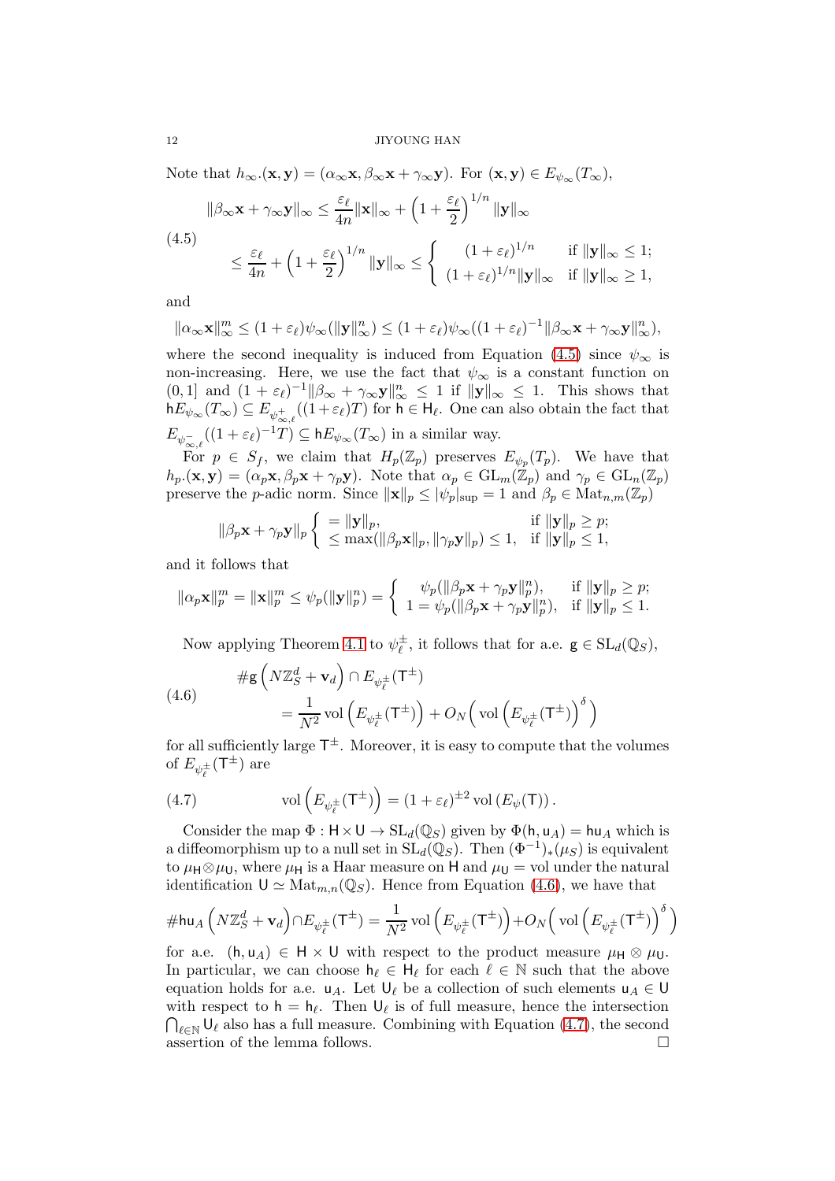Note that $h_\infty.(\mathbf{x},\mathbf{y}) = (\alpha_\infty \mathbf{x}, \beta_\infty \mathbf{x} + \gamma_\infty \mathbf{y})$. For $(\mathbf{x},\mathbf{y}) \in E_{\psi_\infty}(T_\infty)$,

$$
\begin{aligned}
\|\beta_\infty \mathbf{x} + \gamma_\infty \mathbf{y}\|_\infty &\le \frac{\varepsilon_\ell}{4n}\|\mathbf{x}\|_\infty + \left(1+\frac{\varepsilon_\ell}{2}\right)^{1/n}\|\mathbf{y}\|_\infty \\
&\le \frac{\varepsilon_\ell}{4n} + \left(1+\frac{\varepsilon_\ell}{2}\right)^{1/n}\|\mathbf{y}\|_\infty \le \left\{ \begin{array}{ll} (1+\varepsilon_\ell)^{1/n} & \text{if } \|\mathbf{y}\|_\infty \le 1; \\ (1+\varepsilon_\ell)^{1/n}\|\mathbf{y}\|_\infty & \text{if } \|\mathbf{y}\|_\infty \ge 1, \end{array}\right.
\end{aligned} \tag{4.5}
$$

and

$$
\|\alpha_\infty \mathbf{x}\|_\infty^m \le (1+\varepsilon_\ell)\psi_\infty(\|\mathbf{y}\|_\infty^n) \le (1+\varepsilon_\ell)\psi_\infty((1+\varepsilon_\ell)^{-1}\|\beta_\infty\mathbf{x}+\gamma_\infty\mathbf{y}\|_\infty^n),
$$

where the second inequality is induced from Equation (4.5) since $\psi_\infty$ is non-increasing. Here, we use the fact that $\psi_\infty$ is a constant function on $(0,1]$ and $(1+\varepsilon_\ell)^{-1}\|\beta_\infty + \gamma_\infty \mathbf{y}\|_\infty^n \le 1$ if $\|\mathbf{y}\|_\infty \le 1$. This shows that $\mathsf{h}E_{\psi_\infty}(T_\infty) \subseteq E_{\psi^+_{\infty,\ell}}((1+\varepsilon_\ell)T)$ for $\mathsf{h} \in \mathsf{H}_\ell$. One can also obtain the fact that $E_{\psi^-_{\infty,\ell}}((1+\varepsilon_\ell)^{-1}T) \subseteq \mathsf{h}E_{\psi_\infty}(T_\infty)$ in a similar way.

For $p \in S_f$, we claim that $H_p(\mathbb{Z}_p)$ preserves $E_{\psi_p}(T_p)$. We have that $h_p.(\mathbf{x},\mathbf{y}) = (\alpha_p\mathbf{x}, \beta_p\mathbf{x} + \gamma_p\mathbf{y})$. Note that $\alpha_p \in \mathrm{GL}_m(\mathbb{Z}_p)$ and $\gamma_p \in \mathrm{GL}_n(\mathbb{Z}_p)$ preserve the $p$-adic norm. Since $\|\mathbf{x}\|_p \le |\psi_p|_{\sup} = 1$ and $\beta_p \in \mathrm{Mat}_{n,m}(\mathbb{Z}_p)$

$$
\|\beta_p\mathbf{x} + \gamma_p\mathbf{y}\|_p \left\{ \begin{array}{ll} = \|\mathbf{y}\|_p, & \text{if } \|\mathbf{y}\|_p \ge p; \\ \le \max(\|\beta_p\mathbf{x}\|_p, \|\gamma_p\mathbf{y}\|_p) \le 1, & \text{if } \|\mathbf{y}\|_p \le 1, \end{array}\right.
$$

and it follows that

$$
\|\alpha_p\mathbf{x}\|_p^m = \|\mathbf{x}\|_p^m \le \psi_p(\|\mathbf{y}\|_p^n) = \left\{ \begin{array}{ll} \psi_p(\|\beta_p\mathbf{x}+\gamma_p\mathbf{y}\|_p^n), & \text{if } \|\mathbf{y}\|_p \ge p; \\ 1 = \psi_p(\|\beta_p\mathbf{x}+\gamma_p\mathbf{y}\|_p^n), & \text{if } \|\mathbf{y}\|_p \le 1. \end{array}\right.
$$

Now applying Theorem 4.1 to $\psi^\pm_\ell$, it follows that for a.e. $\mathsf{g} \in \mathrm{SL}_d(\mathbb{Q}_S)$,

$$
\begin{aligned}
&\#\mathsf{g}\left(N\mathbb{Z}_S^d + \mathbf{v}_d\right) \cap E_{\psi^\pm_\ell}(\mathsf{T}^\pm) \\
&\qquad = \frac{1}{N^2}\operatorname{vol}\left(E_{\psi^\pm_\ell}(\mathsf{T}^\pm)\right) + O_N\Big(\operatorname{vol}\left(E_{\psi^\pm_\ell}(\mathsf{T}^\pm)\right)^\delta\Big)
\end{aligned} \tag{4.6}
$$

for all sufficiently large $\mathsf{T}^\pm$. Moreover, it is easy to compute that the volumes of $E_{\psi^\pm_\ell}(\mathsf{T}^\pm)$ are

$$
\operatorname{vol}\left(E_{\psi^\pm_\ell}(\mathsf{T}^\pm)\right) = (1+\varepsilon_\ell)^{\pm 2}\operatorname{vol}\left(E_\psi(\mathsf{T})\right). \tag{4.7}
$$

Consider the map $\Phi : \mathsf{H}\times\mathsf{U} \to \mathrm{SL}_d(\mathbb{Q}_S)$ given by $\Phi(\mathsf{h},\mathsf{u}_A) = \mathsf{h}\mathsf{u}_A$ which is a diffeomorphism up to a null set in $\mathrm{SL}_d(\mathbb{Q}_S)$. Then $(\Phi^{-1})_*(\mu_S)$ is equivalent to $\mu_\mathsf{H}\otimes\mu_\mathsf{U}$, where $\mu_\mathsf{H}$ is a Haar measure on $\mathsf{H}$ and $\mu_\mathsf{U} = \operatorname{vol}$ under the natural identification $\mathsf{U} \simeq \mathrm{Mat}_{m,n}(\mathbb{Q}_S)$. Hence from Equation (4.6), we have that

$$
\#\mathsf{h}\mathsf{u}_A\left(N\mathbb{Z}_S^d + \mathbf{v}_d\right) \cap E_{\psi^\pm_\ell}(\mathsf{T}^\pm) = \frac{1}{N^2}\operatorname{vol}\left(E_{\psi^\pm_\ell}(\mathsf{T}^\pm)\right) + O_N\Big(\operatorname{vol}\left(E_{\psi^\pm_\ell}(\mathsf{T}^\pm)\right)^\delta\Big)
$$

for a.e. $(\mathsf{h},\mathsf{u}_A) \in \mathsf{H}\times\mathsf{U}$ with respect to the product measure $\mu_\mathsf{H}\otimes\mu_\mathsf{U}$. In particular, we can choose $\mathsf{h}_\ell \in \mathsf{H}_\ell$ for each $\ell \in \mathbb{N}$ such that the above equation holds for a.e. $\mathsf{u}_A$. Let $\mathsf{U}_\ell$ be a collection of such elements $\mathsf{u}_A \in \mathsf{U}$ with respect to $\mathsf{h} = \mathsf{h}_\ell$. Then $\mathsf{U}_\ell$ is of full measure, hence the intersection $\bigcap_{\ell\in\mathbb{N}}\mathsf{U}_\ell$ also has a full measure. Combining with Equation (4.7), the second assertion of the lemma follows. □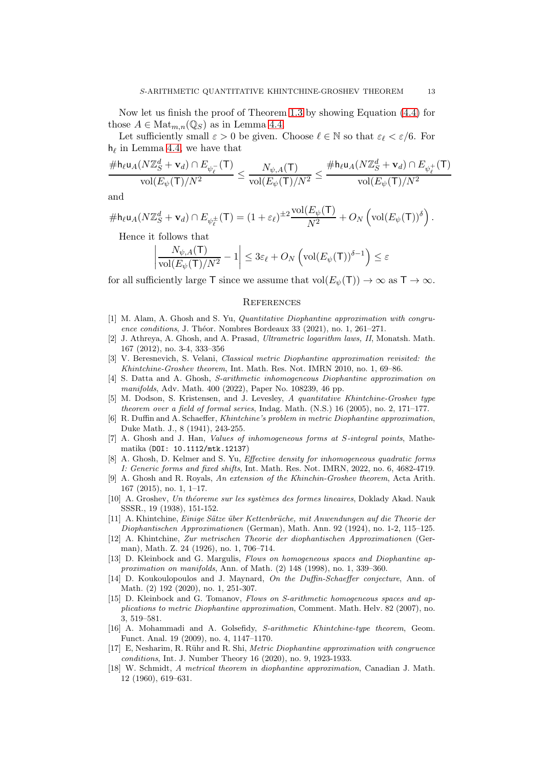Now let us finish the proof of Theorem 1.3 by showing Equation (4.4) for those $A \in \mathrm{Mat}_{m,n}(\mathbb{Q}_S)$ as in Lemma 4.4.

Let sufficiently small $\varepsilon > 0$ be given. Choose $\ell \in \mathbb{N}$ so that $\varepsilon_\ell < \varepsilon/6$. For $\mathsf{h}_\ell$ in Lemma 4.4, we have that

$$\frac{\#\mathsf{h}_\ell \mathsf{u}_A(N\mathbb{Z}_S^d + \mathbf{v}_d) \cap E_{\psi_\ell^-}(\mathsf{T})}{\mathrm{vol}(E_\psi(\mathsf{T})/N^2} \le \frac{N_{\psi,A}(\mathsf{T})}{\mathrm{vol}(E_\psi(\mathsf{T})/N^2} \le \frac{\#\mathsf{h}_\ell \mathsf{u}_A(N\mathbb{Z}_S^d + \mathbf{v}_d) \cap E_{\psi_\ell^+}(\mathsf{T})}{\mathrm{vol}(E_\psi(\mathsf{T})/N^2}$$

and

$$\#\mathsf{h}_\ell \mathsf{u}_A(N\mathbb{Z}_S^d + \mathbf{v}_d) \cap E_{\psi_\ell^\pm}(\mathsf{T}) = (1+\varepsilon_\ell)^{\pm 2}\frac{\mathrm{vol}(E_\psi(\mathsf{T})}{N^2} + O_N\left(\mathrm{vol}(E_\psi(\mathsf{T}))^\delta\right).$$

Hence it follows that

$$\left|\frac{N_{\psi,A}(\mathsf{T})}{\mathrm{vol}(E_\psi(\mathsf{T})/N^2} - 1\right| \le 3\varepsilon_\ell + O_N\left(\mathrm{vol}(E_\psi(\mathsf{T}))^{\delta-1}\right) \le \varepsilon$$

for all sufficiently large $\mathsf{T}$ since we assume that $\mathrm{vol}(E_\psi(\mathsf{T})) \to \infty$ as $\mathsf{T} \to \infty$.

## References

[1] M. Alam, A. Ghosh and S. Yu, *Quantitative Diophantine approximation with congruence conditions*, J. Théor. Nombres Bordeaux 33 (2021), no. 1, 261–271.

[2] J. Athreya, A. Ghosh, and A. Prasad, *Ultrametric logarithm laws, II*, Monatsh. Math. 167 (2012), no. 3-4, 333–356

[3] V. Beresnevich, S. Velani, *Classical metric Diophantine approximation revisited: the Khintchine-Groshev theorem*, Int. Math. Res. Not. IMRN 2010, no. 1, 69–86.

[4] S. Datta and A. Ghosh, *S-arithmetic inhomogeneous Diophantine approximation on manifolds*, Adv. Math. 400 (2022), Paper No. 108239, 46 pp.

[5] M. Dodson, S. Kristensen, and J. Levesley, *A quantitative Khintchine-Groshev type theorem over a field of formal series*, Indag. Math. (N.S.) 16 (2005), no. 2, 171–177.

[6] R. Duffin and A. Schaeffer, *Khintchine's problem in metric Diophantine approximation*, Duke Math. J., 8 (1941), 243-255.

[7] A. Ghosh and J. Han, *Values of inhomogeneous forms at S-integral points*, Mathematika (DOI: 10.1112/mtk.12137)

[8] A. Ghosh, D. Kelmer and S. Yu, *Effective density for inhomogeneous quadratic forms I: Generic forms and fixed shifts*, Int. Math. Res. Not. IMRN, 2022, no. 6, 4682-4719.

[9] A. Ghosh and R. Royals, *An extension of the Khinchin-Groshev theorem*, Acta Arith. 167 (2015), no. 1, 1–17.

[10] A. Groshev, *Un théoreme sur les systèmes des formes lineaires*, Doklady Akad. Nauk SSSR., 19 (1938), 151-152.

[11] A. Khintchine, *Einige Sätze über Kettenbrüche, mit Anwendungen auf die Theorie der Diophantischen Approximationen* (German), Math. Ann. 92 (1924), no. 1-2, 115–125.

[12] A. Khintchine, *Zur metrischen Theorie der diophantischen Approximationen* (German), Math. Z. 24 (1926), no. 1, 706–714.

[13] D. Kleinbock and G. Margulis, *Flows on homogeneous spaces and Diophantine approximation on manifolds*, Ann. of Math. (2) 148 (1998), no. 1, 339–360.

[14] D. Koukoulopoulos and J. Maynard, *On the Duffin-Schaeffer conjecture*, Ann. of Math. (2) 192 (2020), no. 1, 251-307.

[15] D. Kleinbock and G. Tomanov, *Flows on S-arithmetic homogeneous spaces and applications to metric Diophantine approximation*, Comment. Math. Helv. 82 (2007), no. 3, 519–581.

[16] A. Mohammadi and A. Golsefidy, *S-arithmetic Khintchine-type theorem*, Geom. Funct. Anal. 19 (2009), no. 4, 1147–1170.

[17] E, Nesharim, R. Rühr and R. Shi, *Metric Diophantine approximation with congruence conditions*, Int. J. Number Theory 16 (2020), no. 9, 1923-1933.

[18] W. Schmidt, *A metrical theorem in diophantine approximation*, Canadian J. Math. 12 (1960), 619–631.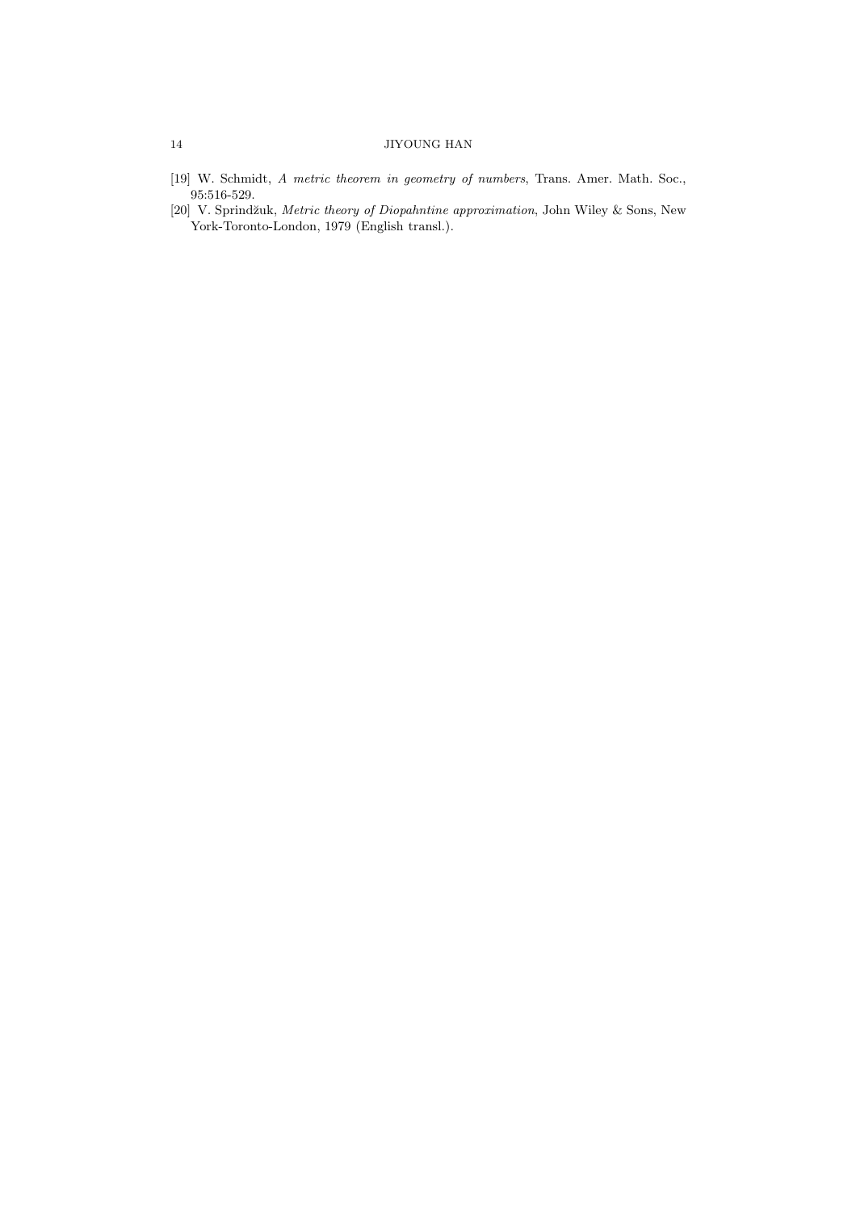[19] W. Schmidt, *A metric theorem in geometry of numbers*, Trans. Amer. Math. Soc., 95:516-529.

[20] V. Sprindžuk, *Metric theory of Diopahntine approximation*, John Wiley & Sons, New York-Toronto-London, 1979 (English transl.).